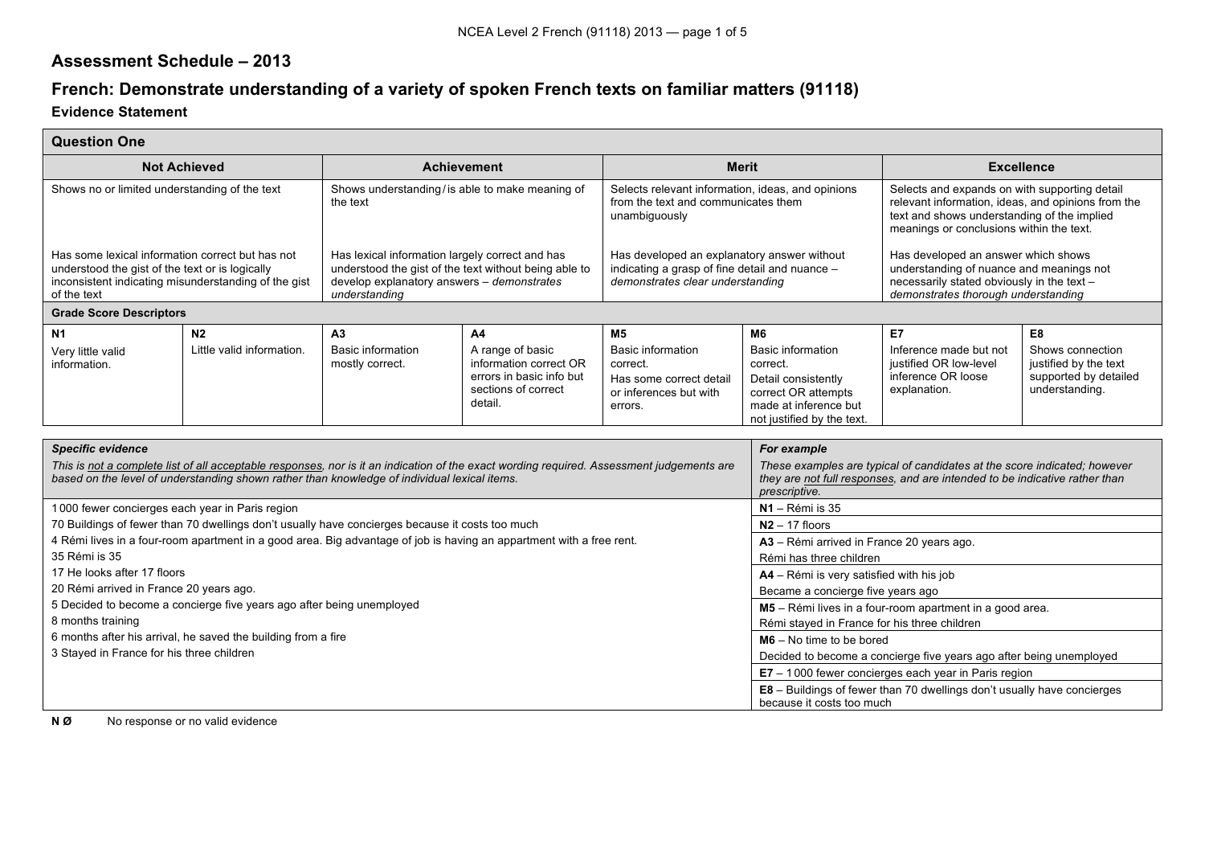## Assessment Schedule – 2013

## French: Demonstrate understanding of a variety of spoken French texts on familiar matters (91118)

### Evidence Statement

| Question One | | | | | | | |
|---|---|---|---|---|---|---|---|
| **Not Achieved** | | **Achievement** | | **Merit** | | **Excellence** | |
| Shows no or limited understanding of the text<br><br>Has some lexical information correct but has not understood the gist of the text or is logically inconsistent indicating misunderstanding of the gist of the text | | Shows understanding / is able to make meaning of the text<br><br>Has lexical information largely correct and has understood the gist of the text without being able to develop explanatory answers – *demonstrates understanding* | | Selects relevant information, ideas, and opinions from the text and communicates them unambiguously<br><br>Has developed an explanatory answer without indicating a grasp of fine detail and nuance – *demonstrates clear understanding* | | Selects and expands on with supporting detail relevant information, ideas, and opinions from the text and shows understanding of the implied meanings or conclusions within the text.<br><br>Has developed an answer which shows understanding of nuance and meanings not necessarily stated obviously in the text – *demonstrates thorough understanding* | |
| **Grade Score Descriptors** | | | | | | | |
| **N1**<br>Very little valid information. | **N2**<br>Little valid information. | **A3**<br>Basic information mostly correct. | **A4**<br>A range of basic information correct OR errors in basic info but sections of correct detail. | **M5**<br>Basic information correct.<br>Has some correct detail or inferences but with errors. | **M6**<br>Basic information correct.<br>Detail consistently correct OR attempts made at inference but not justified by the text. | **E7**<br>Inference made but not justified OR low-level inference OR loose explanation. | **E8**<br>Shows connection justified by the text supported by detailed understanding. |

| ***Specific evidence***<br>*This is not a complete list of all acceptable responses, nor is it an indication of the exact wording required. Assessment judgements are based on the level of understanding shown rather than knowledge of individual lexical items.* | ***For example***<br>*These examples are typical of candidates at the score indicated; however they are not full responses, and are intended to be indicative rather than prescriptive.* |
|---|---|
| 1 000 fewer concierges each year in Paris region<br>70 Buildings of fewer than 70 dwellings don't usually have concierges because it costs too much<br>4 Rémi lives in a four-room apartment in a good area. Big advantage of job is having an appartment with a free rent.<br>35 Rémi is 35<br>17 He looks after 17 floors<br>20 Rémi arrived in France 20 years ago.<br>5 Decided to become a concierge five years ago after being unemployed<br>8 months training<br>6 months after his arrival, he saved the building from a fire<br>3 Stayed in France for his three children | **N1** – Rémi is 35<br>**N2** – 17 floors<br>**A3** – Rémi arrived in France 20 years ago.<br>Rémi has three children<br>**A4** – Rémi is very satisfied with his job<br>Became a concierge five years ago<br>**M5** – Rémi lives in a four-room apartment in a good area.<br>Rémi stayed in France for his three children<br>**M6** – No time to be bored<br>Decided to become a concierge five years ago after being unemployed<br>**E7** – 1 000 fewer concierges each year in Paris region<br>**E8** – Buildings of fewer than 70 dwellings don't usually have concierges because it costs too much |

**N Ø** No response or no valid evidence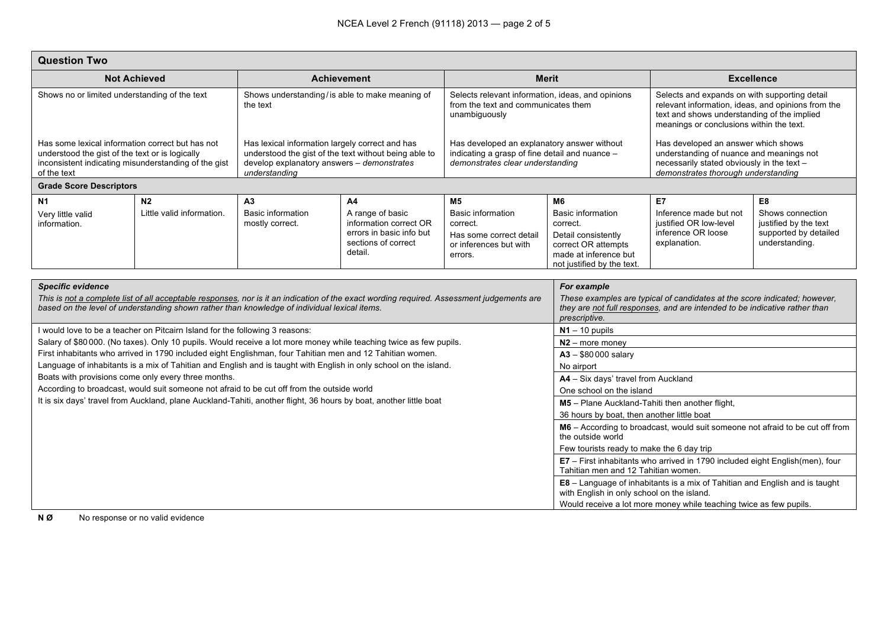## Question Two

| Not Achieved | | Achievement | | Merit | | Excellence | |
|---|---|---|---|---|---|---|---|
| Shows no or limited understanding of the text | | Shows understanding / is able to make meaning of the text | | Selects relevant information, ideas, and opinions from the text and communicates them unambiguously | | Selects and expands on with supporting detail relevant information, ideas, and opinions from the text and shows understanding of the implied meanings or conclusions within the text. | |
| Has some lexical information correct but has not understood the gist of the text or is logically inconsistent indicating misunderstanding of the gist of the text | | Has lexical information largely correct and has understood the gist of the text without being able to develop explanatory answers – *demonstrates understanding* | | Has developed an explanatory answer without indicating a grasp of fine detail and nuance – *demonstrates clear understanding* | | Has developed an answer which shows understanding of nuance and meanings not necessarily stated obviously in the text – *demonstrates thorough understanding* | |
| **Grade Score Descriptors** | | | | | | | |
| **N1** | **N2** | **A3** | **A4** | **M5** | **M6** | **E7** | **E8** |
| Very little valid information. | Little valid information. | Basic information mostly correct. | A range of basic information correct OR errors in basic info but sections of correct detail. | Basic information correct. Has some correct detail or inferences but with errors. | Basic information correct. Detail consistently correct OR attempts made at inference but not justified by the text. | Inference made but not justified OR low-level inference OR loose explanation. | Shows connection justified by the text supported by detailed understanding. |

| ***Specific evidence*** *This is not a complete list of all acceptable responses, nor is it an indication of the exact wording required. Assessment judgements are based on the level of understanding shown rather than knowledge of individual lexical items.* | ***For example*** *These examples are typical of candidates at the score indicated; however, they are not full responses, and are intended to be indicative rather than prescriptive.* |
|---|---|
| I would love to be a teacher on Pitcairn Island for the following 3 reasons: | **N1** – 10 pupils |
| Salary of $80 000. (No taxes). Only 10 pupils. Would receive a lot more money while teaching twice as few pupils. | **N2** – more money |
| First inhabitants who arrived in 1790 included eight Englishman, four Tahitian men and 12 Tahitian women. | **A3** – $80 000 salary<br>No airport |
| Language of inhabitants is a mix of Tahitian and English and is taught with English in only school on the island. | **A4** – Six days' travel from Auckland<br>One school on the island |
| Boats with provisions come only every three months. | **M5** – Plane Auckland-Tahiti then another flight,<br>36 hours by boat, then another little boat |
| According to broadcast, would suit someone not afraid to be cut off from the outside world | **M6** – According to broadcast, would suit someone not afraid to be cut off from the outside world<br>Few tourists ready to make the 6 day trip |
| It is six days' travel from Auckland, plane Auckland-Tahiti, another flight, 36 hours by boat, another little boat | **E7** – First inhabitants who arrived in 1790 included eight English(men), four Tahitian men and 12 Tahitian women. |
| | **E8** – Language of inhabitants is a mix of Tahitian and English and is taught with English in only school on the island.<br>Would receive a lot more money while teaching twice as few pupils. |

**N Ø** No response or no valid evidence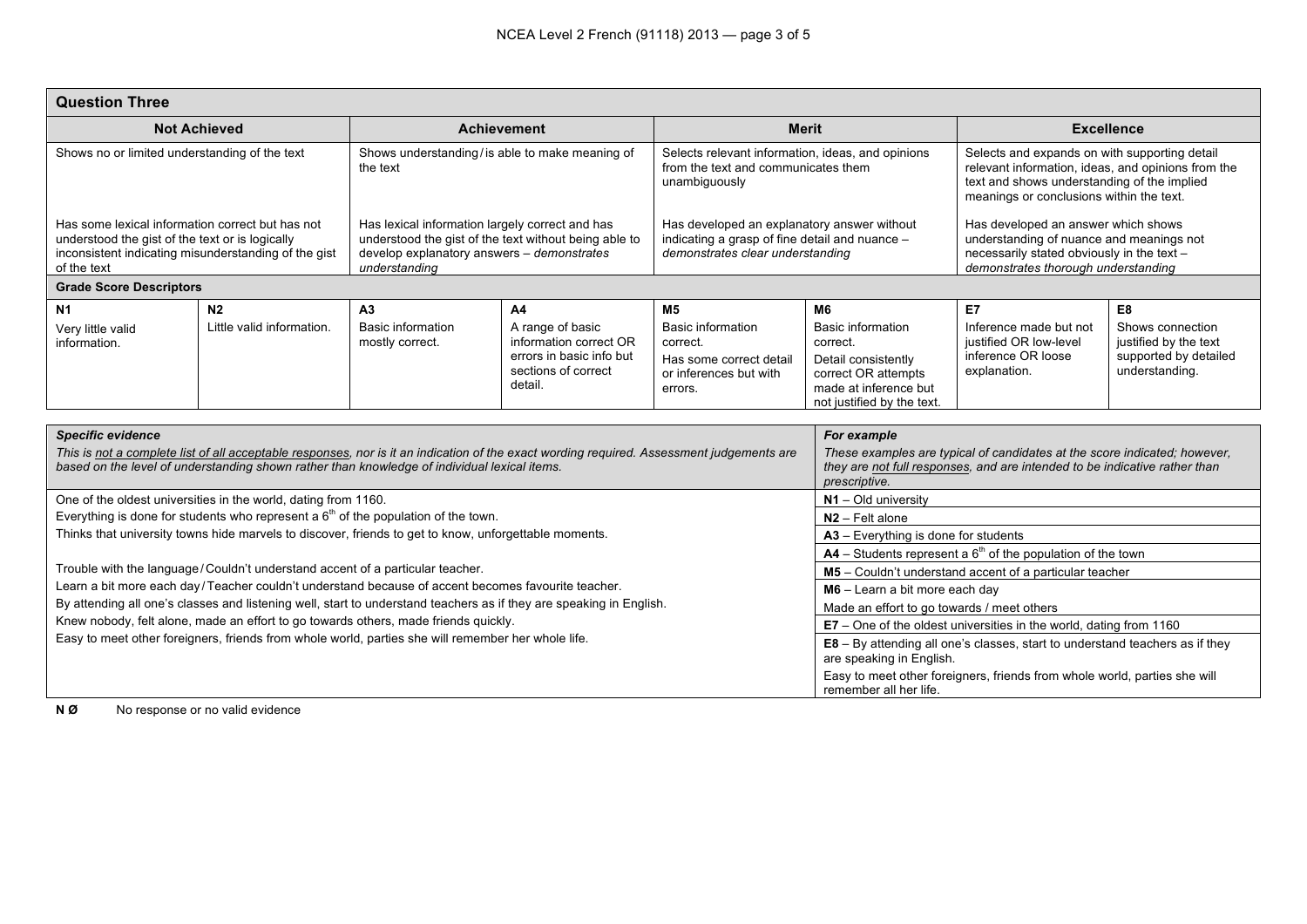## Question Three

| Not Achieved | | Achievement | | Merit | | Excellence | |
|---|---|---|---|---|---|---|---|
| Shows no or limited understanding of the text | | Shows understanding/is able to make meaning of the text | | Selects relevant information, ideas, and opinions from the text and communicates them unambiguously | | Selects and expands on with supporting detail relevant information, ideas, and opinions from the text and shows understanding of the implied meanings or conclusions within the text. | |
| Has some lexical information correct but has not understood the gist of the text or is logically inconsistent indicating misunderstanding of the gist of the text | | Has lexical information largely correct and has understood the gist of the text without being able to develop explanatory answers – *demonstrates understanding* | | Has developed an explanatory answer without indicating a grasp of fine detail and nuance – *demonstrates clear understanding* | | Has developed an answer which shows understanding of nuance and meanings not necessarily stated obviously in the text – *demonstrates thorough understanding* | |
| **Grade Score Descriptors** | | | | | | | |
| **N1** | **N2** | **A3** | **A4** | **M5** | **M6** | **E7** | **E8** |
| Very little valid information. | Little valid information. | Basic information mostly correct. | A range of basic information correct OR errors in basic info but sections of correct detail. | Basic information correct. Has some correct detail or inferences but with errors. | Basic information correct. Detail consistently correct OR attempts made at inference but not justified by the text. | Inference made but not justified OR low-level inference OR loose explanation. | Shows connection justified by the text supported by detailed understanding. |

| ***Specific evidence*** *This is not a complete list of all acceptable responses, nor is it an indication of the exact wording required. Assessment judgements are based on the level of understanding shown rather than knowledge of individual lexical items.* | ***For example*** *These examples are typical of candidates at the score indicated; however, they are not full responses, and are intended to be indicative rather than prescriptive.* |
|---|---|
| One of the oldest universities in the world, dating from 1160. | **N1** – Old university |
| Everything is done for students who represent a $6^{th}$ of the population of the town. | **N2** – Felt alone |
| Thinks that university towns hide marvels to discover, friends to get to know, unforgettable moments. | **A3** – Everything is done for students |
| | **A4** – Students represent a $6^{th}$ of the population of the town |
| Trouble with the language/Couldn't understand accent of a particular teacher. | **M5** – Couldn't understand accent of a particular teacher |
| Learn a bit more each day/Teacher couldn't understand because of accent becomes favourite teacher. | **M6** – Learn a bit more each day |
| By attending all one's classes and listening well, start to understand teachers as if they are speaking in English. | Made an effort to go towards / meet others |
| Knew nobody, felt alone, made an effort to go towards others, made friends quickly. | **E7** – One of the oldest universities in the world, dating from 1160 |
| Easy to meet other foreigners, friends from whole world, parties she will remember her whole life. | **E8** – By attending all one's classes, start to understand teachers as if they are speaking in English. |
| | Easy to meet other foreigners, friends from whole world, parties she will remember all her life. |

**N Ø** No response or no valid evidence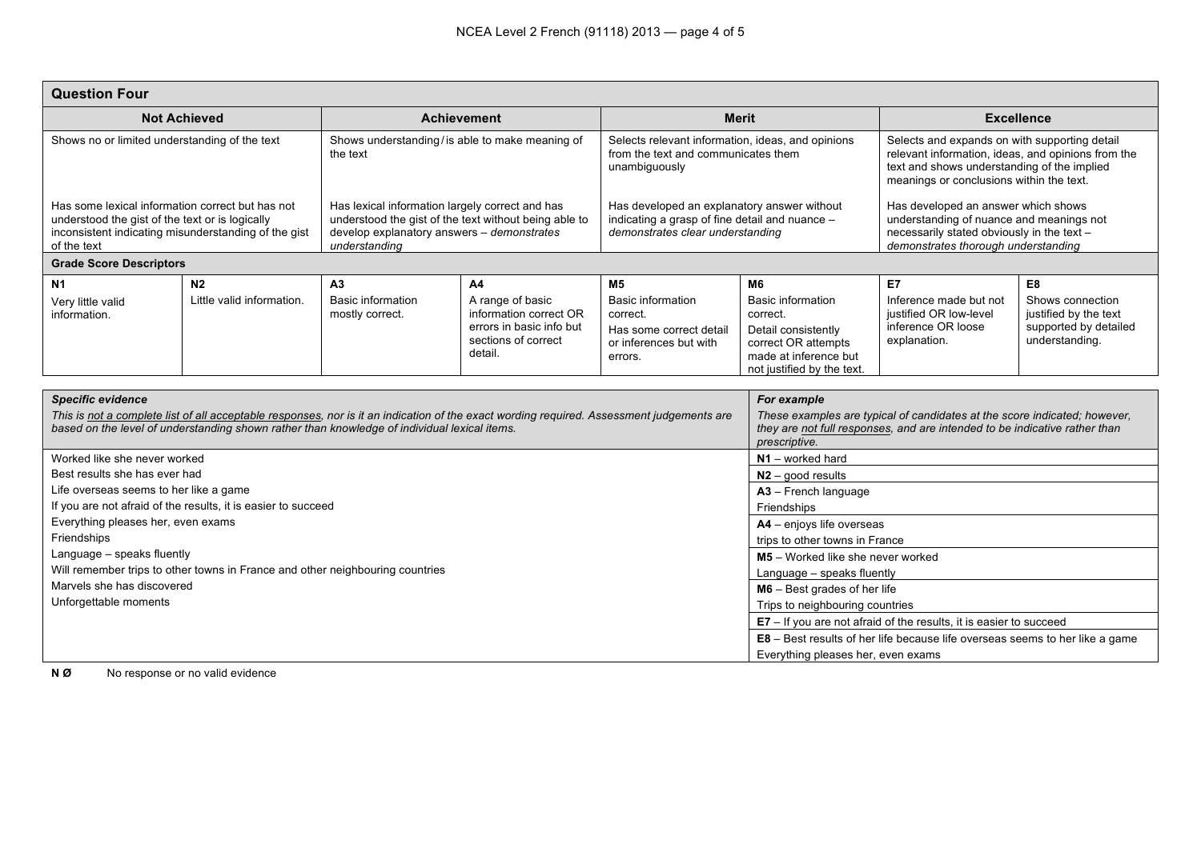## Question Four

| Not Achieved | | Achievement | | Merit | | Excellence | |
|---|---|---|---|---|---|---|---|
| Shows no or limited understanding of the text | | Shows understanding / is able to make meaning of the text | | Selects relevant information, ideas, and opinions from the text and communicates them unambiguously | | Selects and expands on with supporting detail relevant information, ideas, and opinions from the text and shows understanding of the implied meanings or conclusions within the text. | |
| Has some lexical information correct but has not understood the gist of the text or is logically inconsistent indicating misunderstanding of the gist of the text | | Has lexical information largely correct and has understood the gist of the text without being able to develop explanatory answers – *demonstrates understanding* | | Has developed an explanatory answer without indicating a grasp of fine detail and nuance – *demonstrates clear understanding* | | Has developed an answer which shows understanding of nuance and meanings not necessarily stated obviously in the text – *demonstrates thorough understanding* | |
| **Grade Score Descriptors** | | | | | | | |
| **N1** | **N2** | **A3** | **A4** | **M5** | **M6** | **E7** | **E8** |
| Very little valid information. | Little valid information. | Basic information mostly correct. | A range of basic information correct OR errors in basic info but sections of correct detail. | Basic information correct. Has some correct detail or inferences but with errors. | Basic information correct. Detail consistently correct OR attempts made at inference but not justified by the text. | Inference made but not justified OR low-level inference OR loose explanation. | Shows connection justified by the text supported by detailed understanding. |

| ***Specific evidence*** *This is not a complete list of all acceptable responses, nor is it an indication of the exact wording required. Assessment judgements are based on the level of understanding shown rather than knowledge of individual lexical items.* | ***For example*** *These examples are typical of candidates at the score indicated; however, they are not full responses, and are intended to be indicative rather than prescriptive.* |
|---|---|
| Worked like she never worked | **N1** – worked hard |
| Best results she has ever had | **N2** – good results |
| Life overseas seems to her like a game | **A3** – French language |
| If you are not afraid of the results, it is easier to succeed | Friendships |
| Everything pleases her, even exams | **A4** – enjoys life overseas |
| Friendships | trips to other towns in France |
| Language – speaks fluently | **M5** – Worked like she never worked |
| Will remember trips to other towns in France and other neighbouring countries | Language – speaks fluently |
| Marvels she has discovered | **M6** – Best grades of her life |
| Unforgettable moments | Trips to neighbouring countries |
| | **E7** – If you are not afraid of the results, it is easier to succeed |
| | **E8** – Best results of her life because life overseas seems to her like a game |
| | Everything pleases her, even exams |

**N Ø** No response or no valid evidence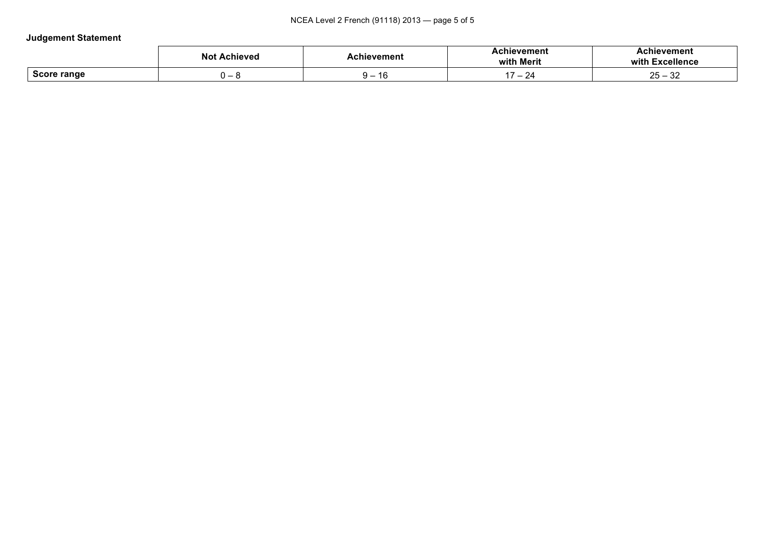**Judgement Statement**

| | Not Achieved | Achievement | Achievement with Merit | Achievement with Excellence |
|---|---|---|---|---|
| **Score range** | 0 – 8 | 9 – 16 | 17 – 24 | 25 – 32 |